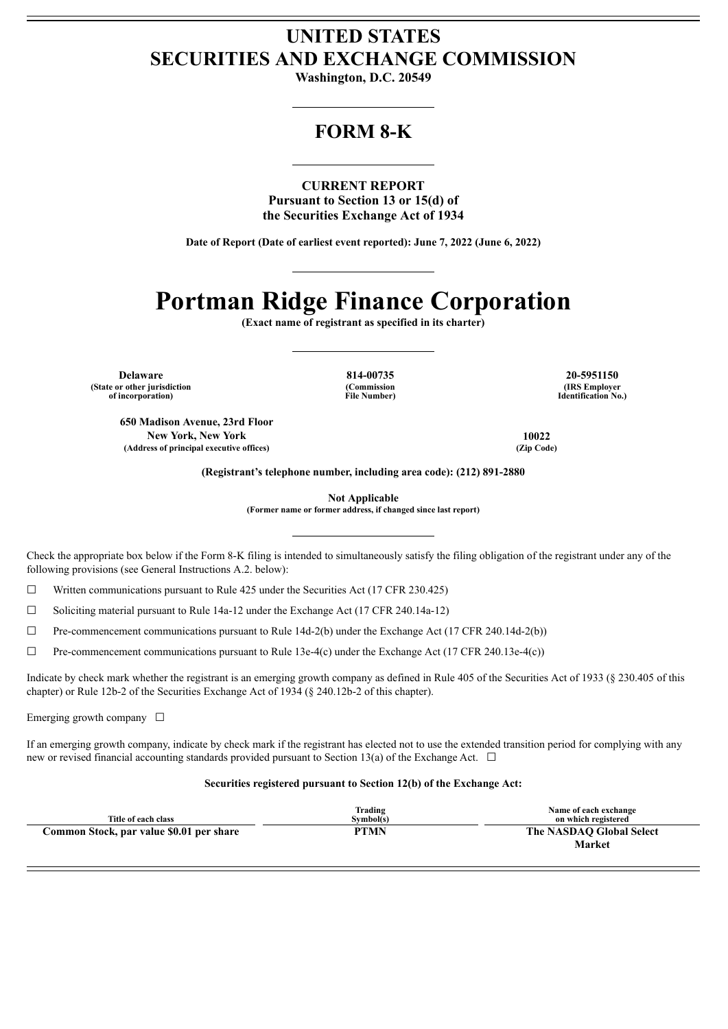# UNITED STATES
# SECURITIES AND EXCHANGE COMMISSION

**Washington, D.C. 20549**

---

# FORM 8-K

---

**CURRENT REPORT**
**Pursuant to Section 13 or 15(d) of**
**the Securities Exchange Act of 1934**

**Date of Report (Date of earliest event reported): June 7, 2022 (June 6, 2022)**

---

# Portman Ridge Finance Corporation

**(Exact name of registrant as specified in its charter)**

---

| **Delaware** | **814-00735** | **20-5951150** |
|---|---|---|
| **(State or other jurisdiction of incorporation)** | **(Commission File Number)** | **(IRS Employer Identification No.)** |

| **650 Madison Avenue, 23rd Floor New York, New York** | **10022** |
|---|---|
| **(Address of principal executive offices)** | **(Zip Code)** |

**(Registrant's telephone number, including area code): (212) 891-2880**

**Not Applicable**
**(Former name or former address, if changed since last report)**

---

Check the appropriate box below if the Form 8-K filing is intended to simultaneously satisfy the filing obligation of the registrant under any of the following provisions (see General Instructions A.2. below):

☐ Written communications pursuant to Rule 425 under the Securities Act (17 CFR 230.425)

☐ Soliciting material pursuant to Rule 14a-12 under the Exchange Act (17 CFR 240.14a-12)

☐ Pre-commencement communications pursuant to Rule 14d-2(b) under the Exchange Act (17 CFR 240.14d-2(b))

☐ Pre-commencement communications pursuant to Rule 13e-4(c) under the Exchange Act (17 CFR 240.13e-4(c))

Indicate by check mark whether the registrant is an emerging growth company as defined in Rule 405 of the Securities Act of 1933 (§ 230.405 of this chapter) or Rule 12b-2 of the Securities Exchange Act of 1934 (§ 240.12b-2 of this chapter).

Emerging growth company ☐

If an emerging growth company, indicate by check mark if the registrant has elected not to use the extended transition period for complying with any new or revised financial accounting standards provided pursuant to Section 13(a) of the Exchange Act. ☐

**Securities registered pursuant to Section 12(b) of the Exchange Act:**

| Title of each class | Trading Symbol(s) | Name of each exchange on which registered |
|---|---|---|
| **Common Stock, par value $0.01 per share** | **PTMN** | **The NASDAQ Global Select Market** |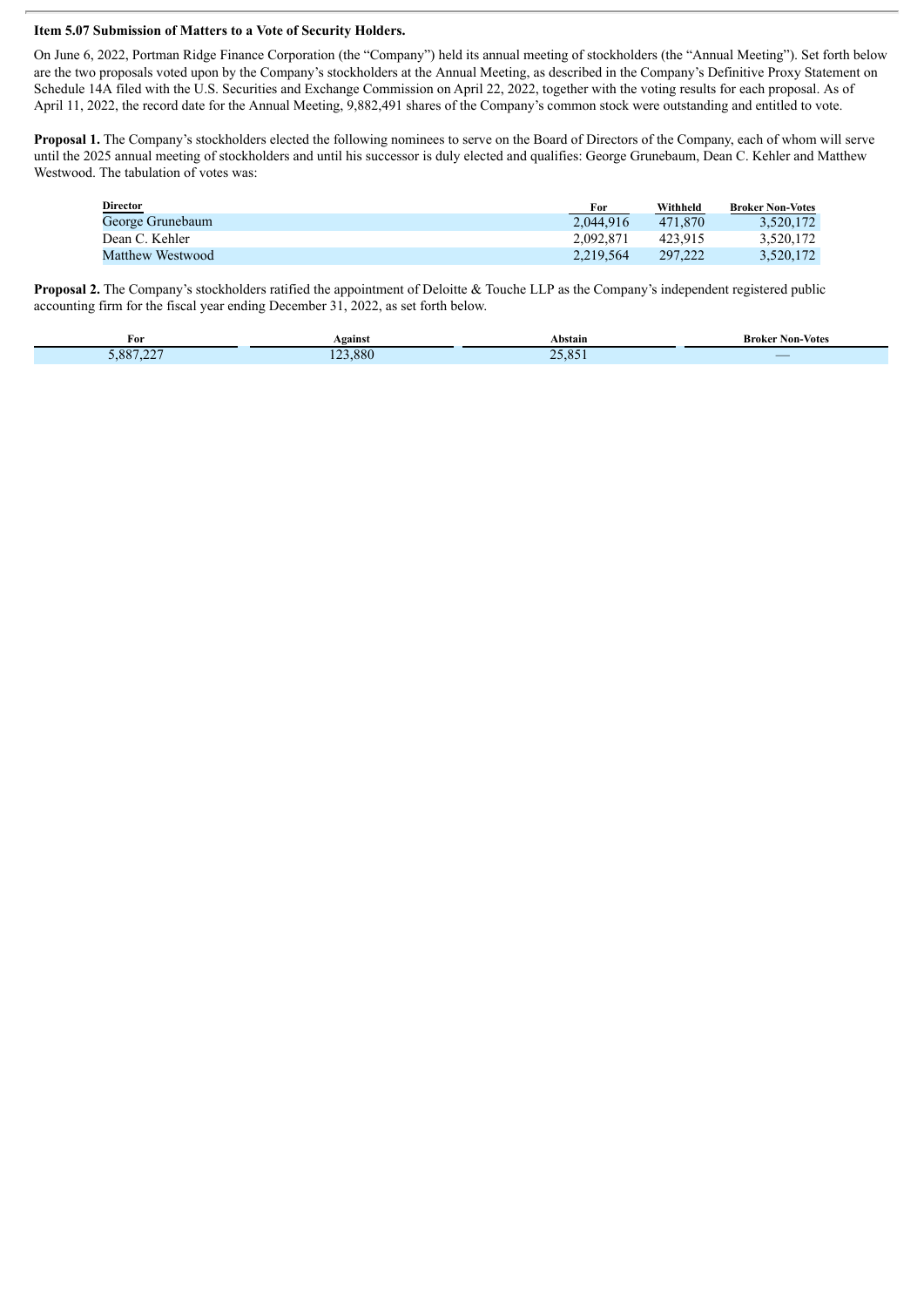**Item 5.07 Submission of Matters to a Vote of Security Holders.**

On June 6, 2022, Portman Ridge Finance Corporation (the "Company") held its annual meeting of stockholders (the "Annual Meeting"). Set forth below are the two proposals voted upon by the Company's stockholders at the Annual Meeting, as described in the Company's Definitive Proxy Statement on Schedule 14A filed with the U.S. Securities and Exchange Commission on April 22, 2022, together with the voting results for each proposal. As of April 11, 2022, the record date for the Annual Meeting, 9,882,491 shares of the Company's common stock were outstanding and entitled to vote.

**Proposal 1.** The Company's stockholders elected the following nominees to serve on the Board of Directors of the Company, each of whom will serve until the 2025 annual meeting of stockholders and until his successor is duly elected and qualifies: George Grunebaum, Dean C. Kehler and Matthew Westwood. The tabulation of votes was:

| Director | For | Withheld | Broker Non-Votes |
|---|---|---|---|
| George Grunebaum | 2,044,916 | 471,870 | 3,520,172 |
| Dean C. Kehler | 2,092,871 | 423,915 | 3,520,172 |
| Matthew Westwood | 2,219,564 | 297,222 | 3,520,172 |

**Proposal 2.** The Company's stockholders ratified the appointment of Deloitte & Touche LLP as the Company's independent registered public accounting firm for the fiscal year ending December 31, 2022, as set forth below.

| For | Against | Abstain | Broker Non-Votes |
|---|---|---|---|
| 5,887,227 | 123,880 | 25,851 | — |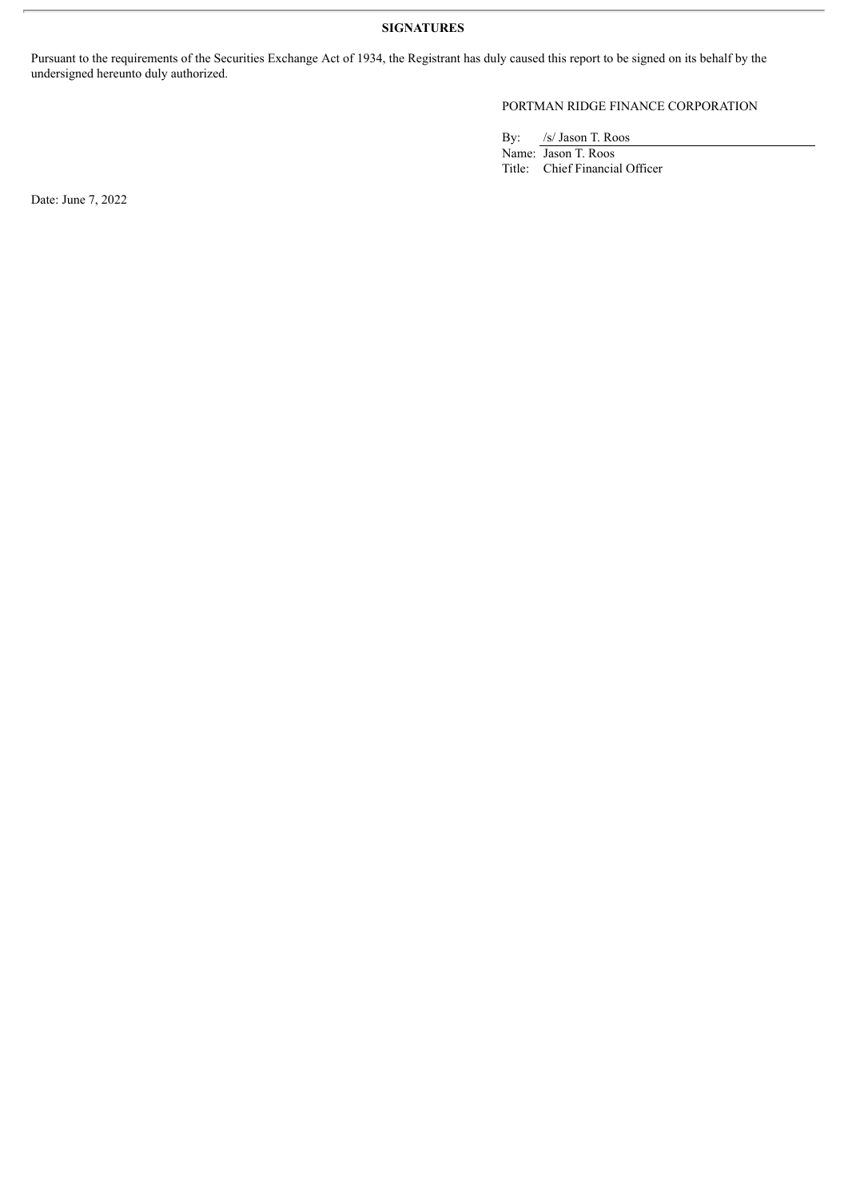**SIGNATURES**

Pursuant to the requirements of the Securities Exchange Act of 1934, the Registrant has duly caused this report to be signed on its behalf by the undersigned hereunto duly authorized.

PORTMAN RIDGE FINANCE CORPORATION

By: /s/ Jason T. Roos
Name: Jason T. Roos
Title: Chief Financial Officer

Date: June 7, 2022